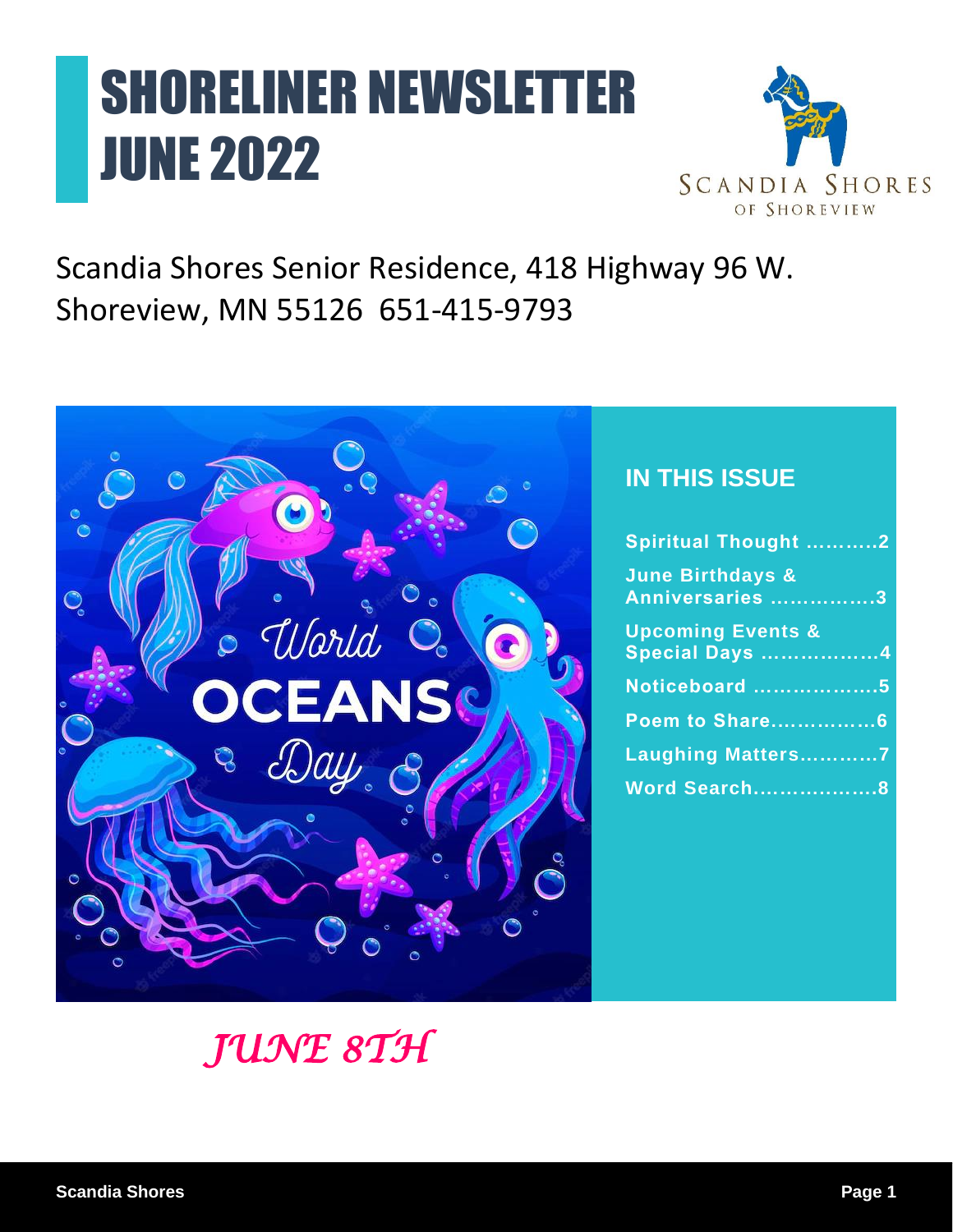# SHORELINER NEWSLETTER JUNE 2022

SCANDIA SHORES OF SHOREVIEW

Scandia Shores Senior Residence, 418 Highway 96 W. Shoreview, MN 55126 651-415-9793

World OCEANS Day

## IN THIS ISSUE

**Spiritual Thought ...........2**

**June Birthdays & Anniversaries ...............3**

**Upcoming Events & Special Days .................4**

**Noticeboard ..................5**

**Poem to Share...............6**

**Laughing Matters............7**

**Word Search..................8**

*JUNE 8TH*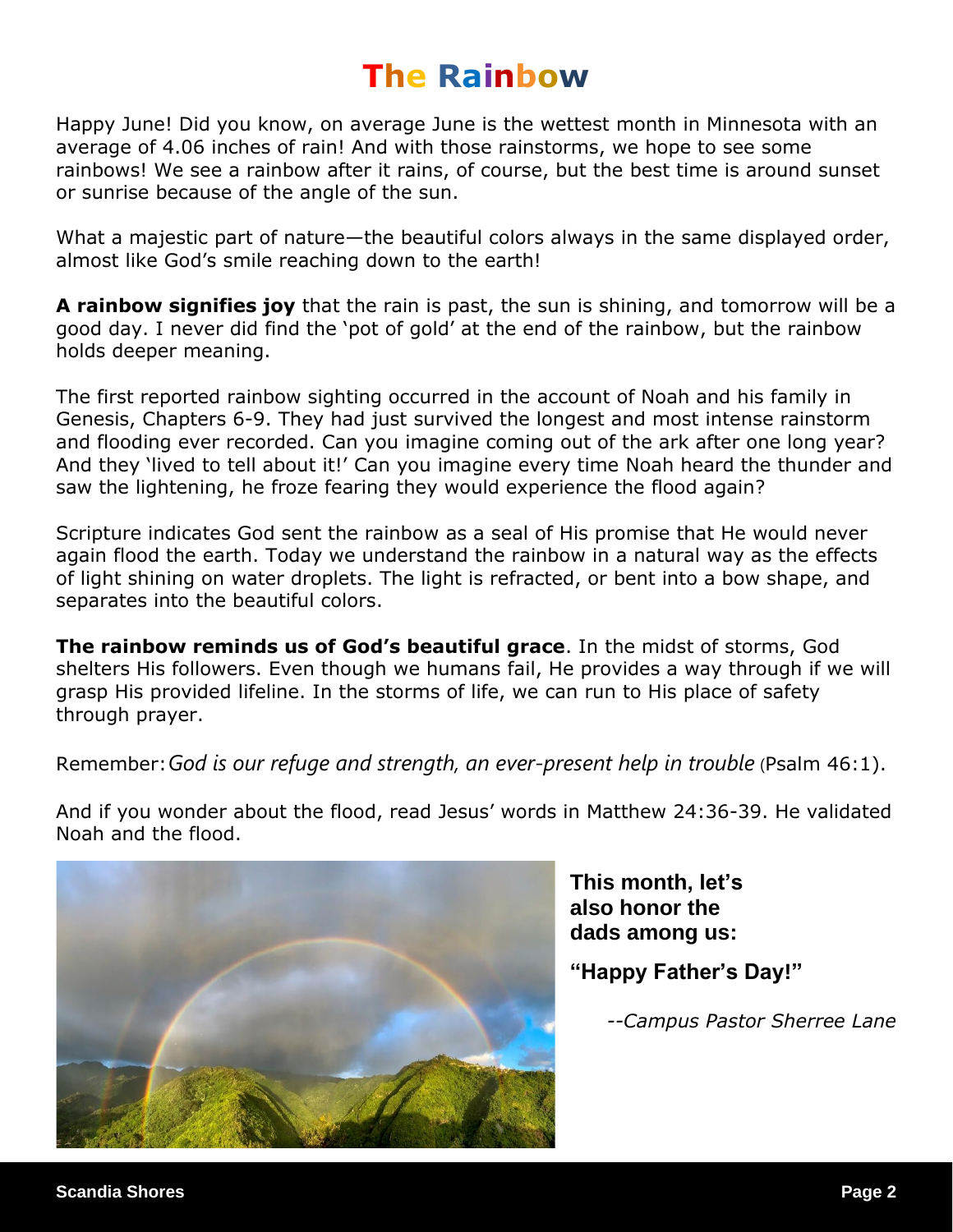# The Rainbow

Happy June! Did you know, on average June is the wettest month in Minnesota with an average of 4.06 inches of rain! And with those rainstorms, we hope to see some rainbows! We see a rainbow after it rains, of course, but the best time is around sunset or sunrise because of the angle of the sun.

What a majestic part of nature—the beautiful colors always in the same displayed order, almost like God's smile reaching down to the earth!

**A rainbow signifies joy** that the rain is past, the sun is shining, and tomorrow will be a good day. I never did find the 'pot of gold' at the end of the rainbow, but the rainbow holds deeper meaning.

The first reported rainbow sighting occurred in the account of Noah and his family in Genesis, Chapters 6-9. They had just survived the longest and most intense rainstorm and flooding ever recorded. Can you imagine coming out of the ark after one long year? And they 'lived to tell about it!' Can you imagine every time Noah heard the thunder and saw the lightening, he froze fearing they would experience the flood again?

Scripture indicates God sent the rainbow as a seal of His promise that He would never again flood the earth. Today we understand the rainbow in a natural way as the effects of light shining on water droplets. The light is refracted, or bent into a bow shape, and separates into the beautiful colors.

**The rainbow reminds us of God's beautiful grace**. In the midst of storms, God shelters His followers. Even though we humans fail, He provides a way through if we will grasp His provided lifeline. In the storms of life, we can run to His place of safety through prayer.

Remember: *God is our refuge and strength, an ever-present help in trouble* (Psalm 46:1).

And if you wonder about the flood, read Jesus' words in Matthew 24:36-39. He validated Noah and the flood.

**This month, let's also honor the dads among us:**

**"Happy Father's Day!"**

*--Campus Pastor Sherree Lane*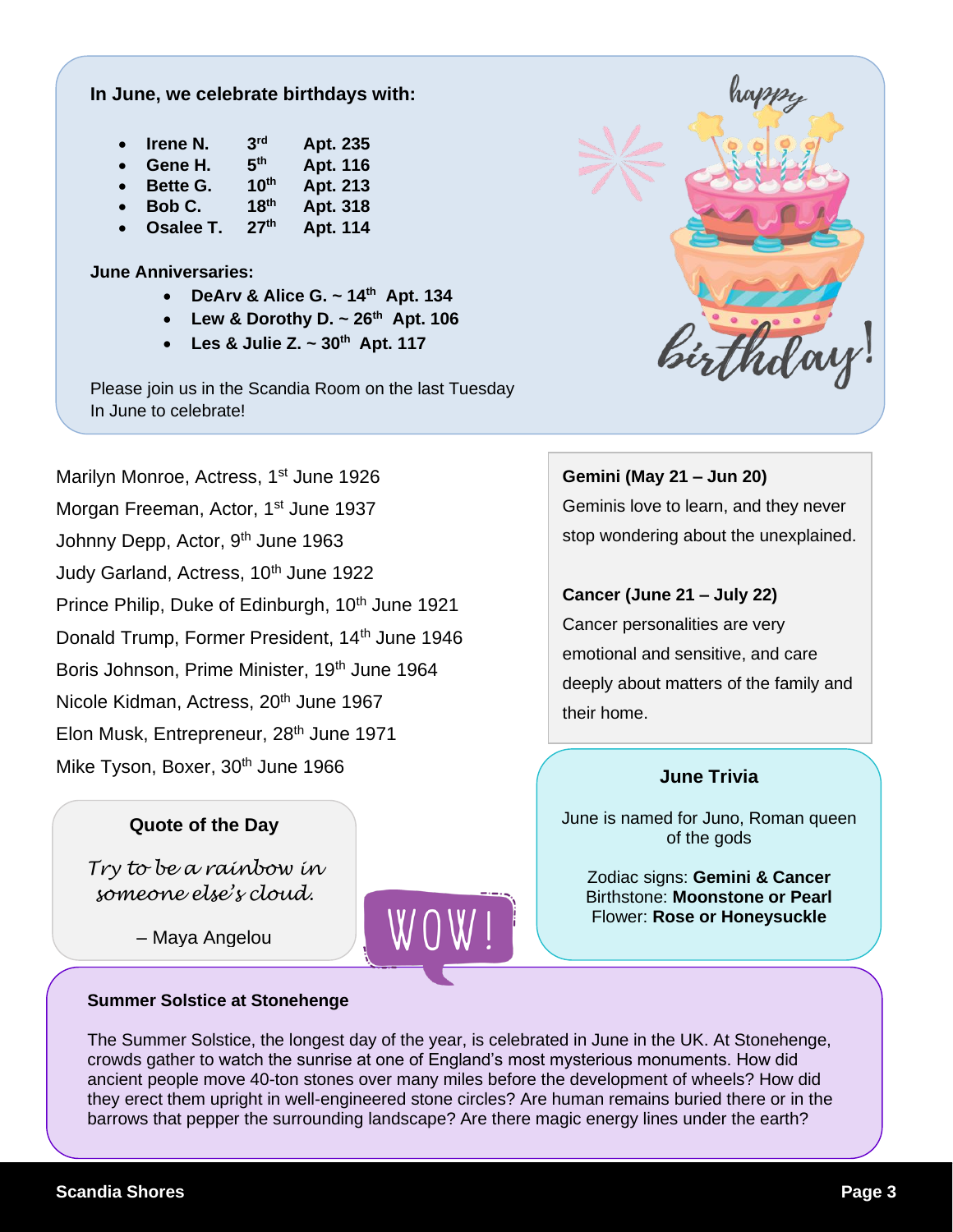**In June, we celebrate birthdays with:**

- **Irene N.** **3rd** **Apt. 235**
- **Gene H.** **5th** **Apt. 116**
- **Bette G.** **10th** **Apt. 213**
- **Bob C.** **18th** **Apt. 318**
- **Osalee T.** **27th** **Apt. 114**

**June Anniversaries:**

- **DeArv & Alice G. ~ 14th Apt. 134**
- **Lew & Dorothy D. ~ 26th Apt. 106**
- **Les & Julie Z. ~ 30th Apt. 117**

Please join us in the Scandia Room on the last Tuesday In June to celebrate!

happy birthday!

Marilyn Monroe, Actress, 1st June 1926
Morgan Freeman, Actor, 1st June 1937
Johnny Depp, Actor, 9th June 1963
Judy Garland, Actress, 10th June 1922
Prince Philip, Duke of Edinburgh, 10th June 1921
Donald Trump, Former President, 14th June 1946
Boris Johnson, Prime Minister, 19th June 1964
Nicole Kidman, Actress, 20th June 1967
Elon Musk, Entrepreneur, 28th June 1971
Mike Tyson, Boxer, 30th June 1966

**Gemini (May 21 – Jun 20)**
Geminis love to learn, and they never stop wondering about the unexplained.

**Cancer (June 21 – July 22)**
Cancer personalities are very emotional and sensitive, and care deeply about matters of the family and their home.

**Quote of the Day**

*Try to be a rainbow in someone else's cloud.*

– Maya Angelou

WOW!

**June Trivia**

June is named for Juno, Roman queen of the gods

Zodiac signs: **Gemini & Cancer**
Birthstone: **Moonstone or Pearl**
Flower: **Rose or Honeysuckle**

**Summer Solstice at Stonehenge**

The Summer Solstice, the longest day of the year, is celebrated in June in the UK. At Stonehenge, crowds gather to watch the sunrise at one of England's most mysterious monuments. How did ancient people move 40-ton stones over many miles before the development of wheels? How did they erect them upright in well-engineered stone circles? Are human remains buried there or in the barrows that pepper the surrounding landscape? Are there magic energy lines under the earth?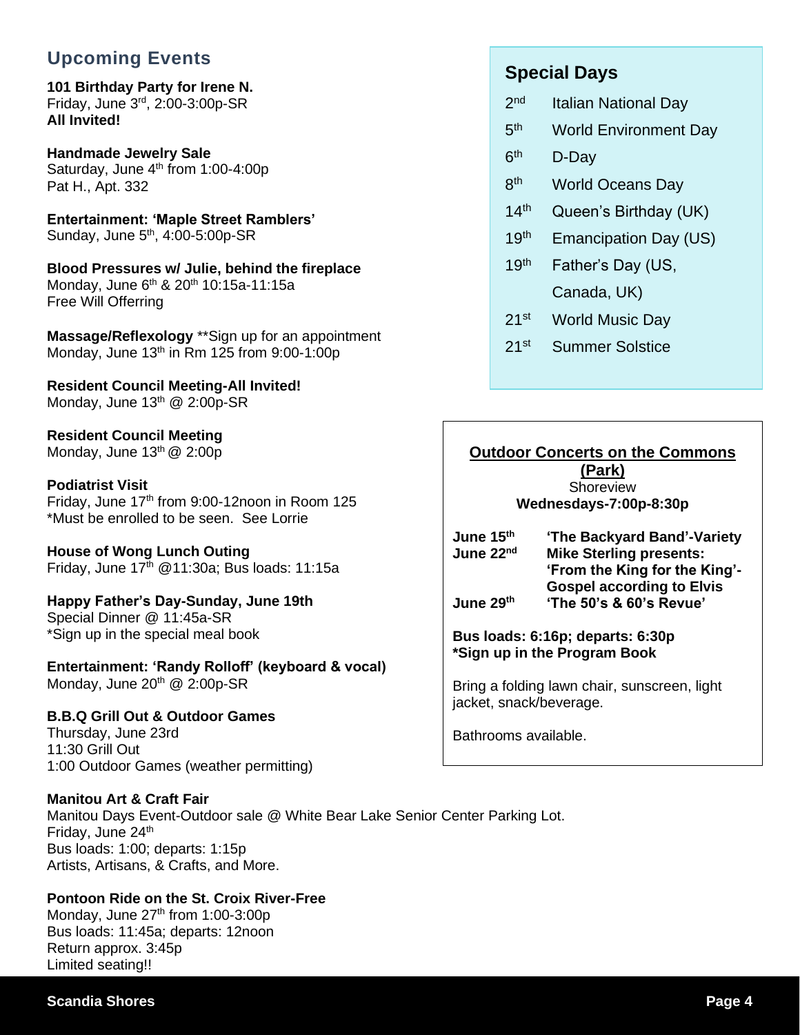## Upcoming Events

**101 Birthday Party for Irene N.**
Friday, June 3rd, 2:00-3:00p-SR
**All Invited!**

**Handmade Jewelry Sale**
Saturday, June 4th from 1:00-4:00p
Pat H., Apt. 332

**Entertainment: 'Maple Street Ramblers'**
Sunday, June 5th, 4:00-5:00p-SR

**Blood Pressures w/ Julie, behind the fireplace**
Monday, June 6th & 20th 10:15a-11:15a
Free Will Offerring

**Massage/Reflexology** **Sign up for an appointment
Monday, June 13th in Rm 125 from 9:00-1:00p

**Resident Council Meeting-All Invited!**
Monday, June 13th @ 2:00p-SR

**Resident Council Meeting**
Monday, June 13th @ 2:00p

**Podiatrist Visit**
Friday, June 17th from 9:00-12noon in Room 125
*Must be enrolled to be seen. See Lorrie

**House of Wong Lunch Outing**
Friday, June 17th @11:30a; Bus loads: 11:15a

**Happy Father's Day-Sunday, June 19th**
Special Dinner @ 11:45a-SR
*Sign up in the special meal book

**Entertainment: 'Randy Rolloff' (keyboard & vocal)**
Monday, June 20th @ 2:00p-SR

**B.B.Q Grill Out & Outdoor Games**
Thursday, June 23rd
11:30 Grill Out
1:00 Outdoor Games (weather permitting)

**Manitou Art & Craft Fair**
Manitou Days Event-Outdoor sale @ White Bear Lake Senior Center Parking Lot.
Friday, June 24th
Bus loads: 1:00; departs: 1:15p
Artists, Artisans, & Crafts, and More.

**Pontoon Ride on the St. Croix River-Free**
Monday, June 27th from 1:00-3:00p
Bus loads: 11:45a; departs: 12noon
Return approx. 3:45p
Limited seating!!

## Special Days

| | |
|---|---|
| 2nd | Italian National Day |
| 5th | World Environment Day |
| 6th | D-Day |
| 8th | World Oceans Day |
| 14th | Queen's Birthday (UK) |
| 19th | Emancipation Day (US) |
| 19th | Father's Day (US, Canada, UK) |
| 21st | World Music Day |
| 21st | Summer Solstice |

**Outdoor Concerts on the Commons (Park)**
Shoreview
**Wednesdays-7:00p-8:30p**

| | |
|---|---|
| **June 15th** | **'The Backyard Band'-Variety** |
| **June 22nd** | **Mike Sterling presents: 'From the King for the King'-Gospel according to Elvis** |
| **June 29th** | **'The 50's & 60's Revue'** |

**Bus loads: 6:16p; departs: 6:30p**
**\*Sign up in the Program Book**

Bring a folding lawn chair, sunscreen, light jacket, snack/beverage.

Bathrooms available.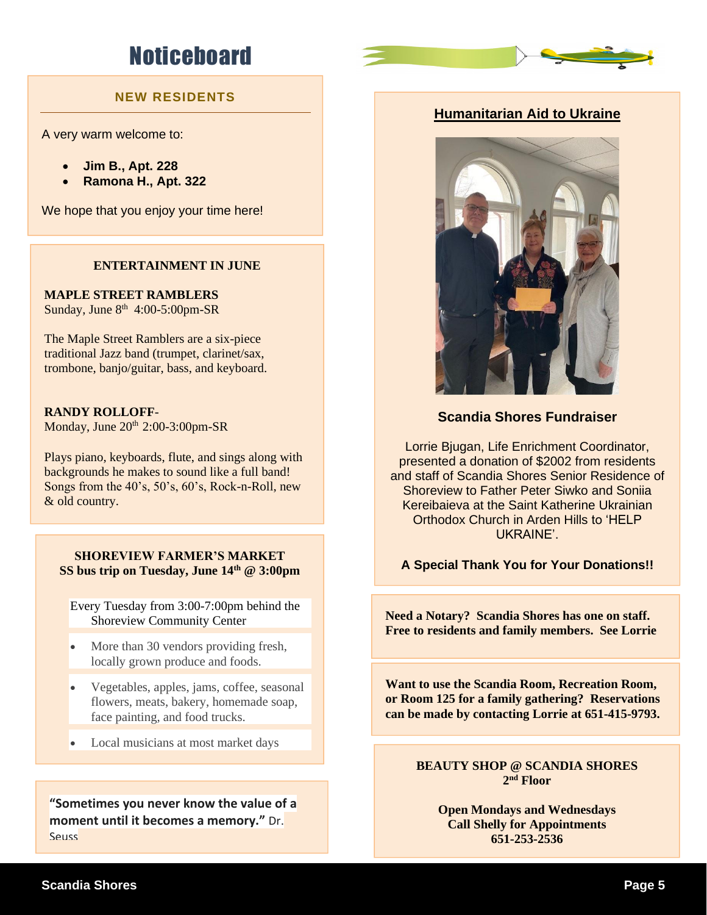# Noticeboard

## NEW RESIDENTS

A very warm welcome to:

- **Jim B., Apt. 228**
- **Ramona H., Apt. 322**

We hope that you enjoy your time here!

### ENTERTAINMENT IN JUNE

**MAPLE STREET RAMBLERS**
Sunday, June 8th 4:00-5:00pm-SR

The Maple Street Ramblers are a six-piece traditional Jazz band (trumpet, clarinet/sax, trombone, banjo/guitar, bass, and keyboard.

**RANDY ROLLOFF-**
Monday, June 20th 2:00-3:00pm-SR

Plays piano, keyboards, flute, and sings along with backgrounds he makes to sound like a full band! Songs from the 40's, 50's, 60's, Rock-n-Roll, new & old country.

### SHOREVIEW FARMER'S MARKET
**SS bus trip on Tuesday, June 14th @ 3:00pm**

Every Tuesday from 3:00-7:00pm behind the Shoreview Community Center

- More than 30 vendors providing fresh, locally grown produce and foods.
- Vegetables, apples, jams, coffee, seasonal flowers, meats, bakery, homemade soap, face painting, and food trucks.
- Local musicians at most market days

**"Sometimes you never know the value of a moment until it becomes a memory."** Dr. Seuss

## Humanitarian Aid to Ukraine

### Scandia Shores Fundraiser

Lorrie Bjugan, Life Enrichment Coordinator, presented a donation of $2002 from residents and staff of Scandia Shores Senior Residence of Shoreview to Father Peter Siwko and Soniia Kereibaieva at the Saint Katherine Ukrainian Orthodox Church in Arden Hills to 'HELP UKRAINE'.

**A Special Thank You for Your Donations!!**

**Need a Notary? Scandia Shores has one on staff. Free to residents and family members. See Lorrie**

**Want to use the Scandia Room, Recreation Room, or Room 125 for a family gathering? Reservations can be made by contacting Lorrie at 651-415-9793.**

**BEAUTY SHOP @ SCANDIA SHORES**
**2nd Floor**

**Open Mondays and Wednesdays**
**Call Shelly for Appointments**
**651-253-2536**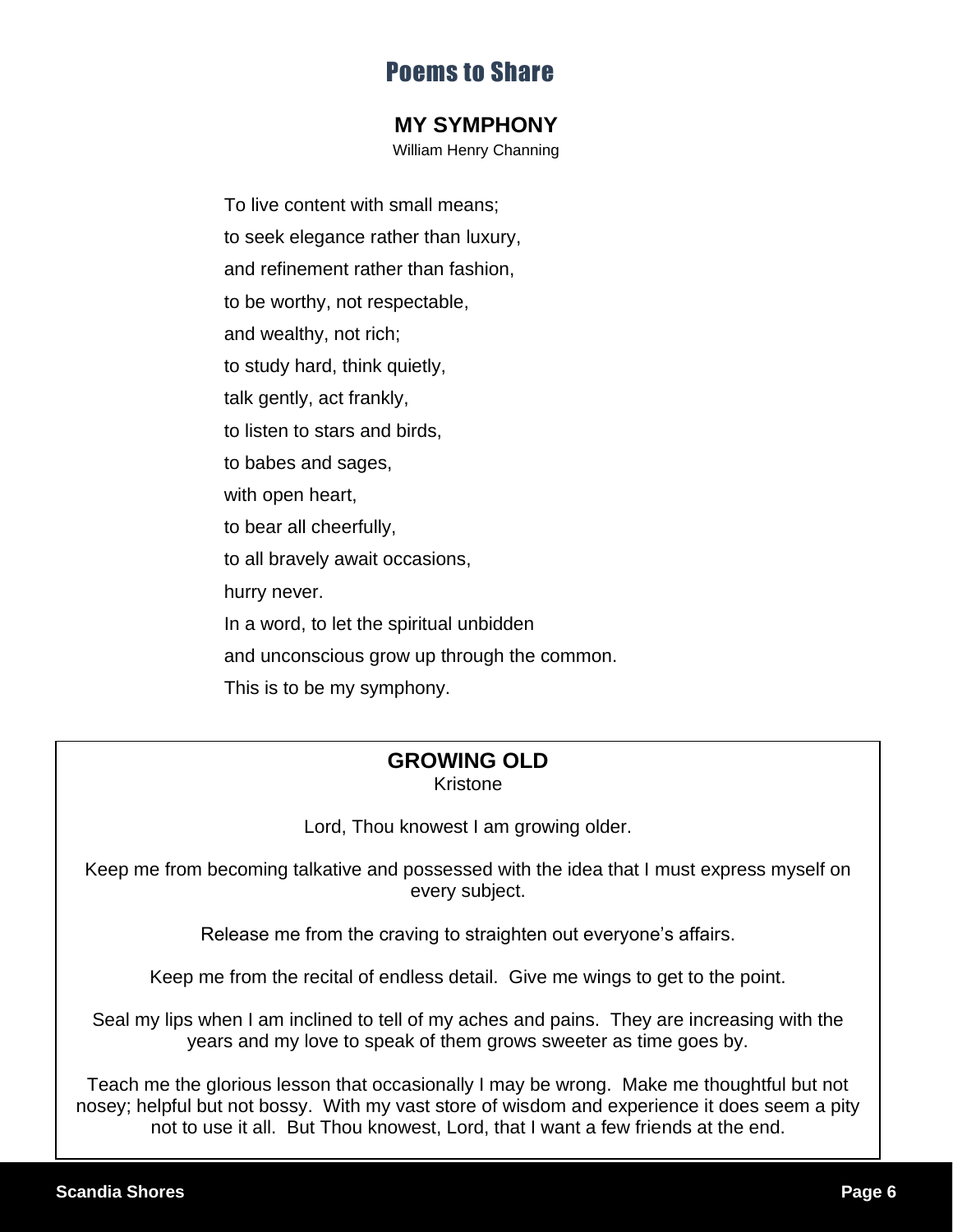# Poems to Share

## MY SYMPHONY

William Henry Channing

To live content with small means;
to seek elegance rather than luxury,
and refinement rather than fashion,
to be worthy, not respectable,
and wealthy, not rich;
to study hard, think quietly,
talk gently, act frankly,
to listen to stars and birds,
to babes and sages,
with open heart,
to bear all cheerfully,
to all bravely await occasions,
hurry never.
In a word, to let the spiritual unbidden
and unconscious grow up through the common.
This is to be my symphony.

## GROWING OLD

Kristone

Lord, Thou knowest I am growing older.

Keep me from becoming talkative and possessed with the idea that I must express myself on every subject.

Release me from the craving to straighten out everyone's affairs.

Keep me from the recital of endless detail. Give me wings to get to the point.

Seal my lips when I am inclined to tell of my aches and pains. They are increasing with the years and my love to speak of them grows sweeter as time goes by.

Teach me the glorious lesson that occasionally I may be wrong. Make me thoughtful but not nosey; helpful but not bossy. With my vast store of wisdom and experience it does seem a pity not to use it all. But Thou knowest, Lord, that I want a few friends at the end.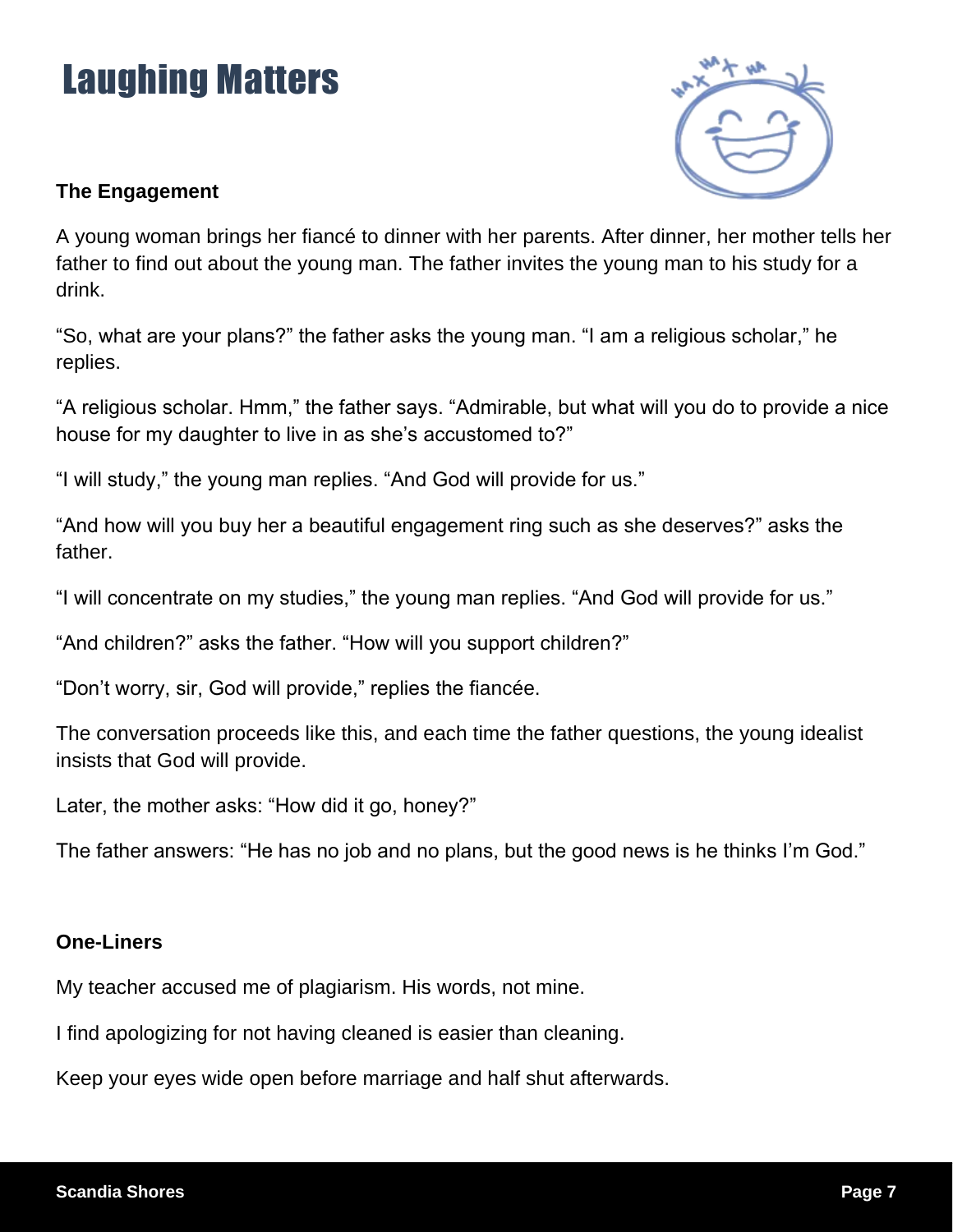# Laughing Matters

**The Engagement**

A young woman brings her fiancé to dinner with her parents. After dinner, her mother tells her father to find out about the young man. The father invites the young man to his study for a drink.

“So, what are your plans?” the father asks the young man. “I am a religious scholar,” he replies.

“A religious scholar. Hmm,” the father says. “Admirable, but what will you do to provide a nice house for my daughter to live in as she’s accustomed to?”

“I will study,” the young man replies. “And God will provide for us.”

“And how will you buy her a beautiful engagement ring such as she deserves?” asks the father.

“I will concentrate on my studies,” the young man replies. “And God will provide for us.”

“And children?” asks the father. “How will you support children?”

“Don’t worry, sir, God will provide,” replies the fiancée.

The conversation proceeds like this, and each time the father questions, the young idealist insists that God will provide.

Later, the mother asks: “How did it go, honey?”

The father answers: “He has no job and no plans, but the good news is he thinks I’m God.”

**One-Liners**

My teacher accused me of plagiarism. His words, not mine.

I find apologizing for not having cleaned is easier than cleaning.

Keep your eyes wide open before marriage and half shut afterwards.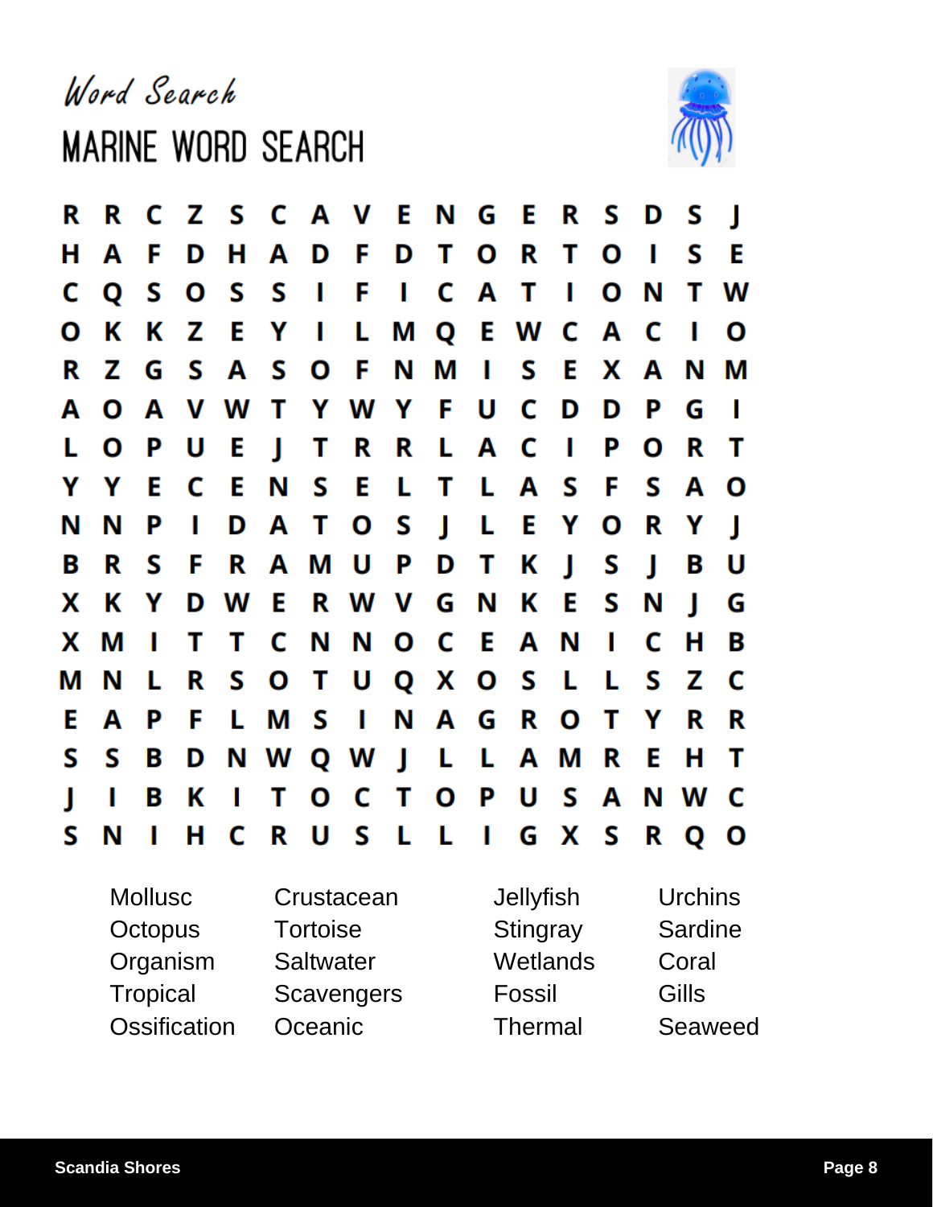*Word Search*

# MARINE WORD SEARCH

| | | | | | | | | | | | | | | | | |
|---|---|---|---|---|---|---|---|---|---|---|---|---|---|---|---|---|
| R | R | C | Z | S | C | A | V | E | N | G | E | R | S | D | S | J |
| H | A | F | D | H | A | D | F | D | T | O | R | T | O | I | S | E |
| C | Q | S | O | S | S | I | F | I | C | A | T | I | O | N | T | W |
| O | K | K | Z | E | Y | I | L | M | Q | E | W | C | A | C | I | O |
| R | Z | G | S | A | S | O | F | N | M | I | S | E | X | A | N | M |
| A | O | A | V | W | T | Y | W | Y | F | U | C | D | D | P | G | I |
| L | O | P | U | E | J | T | R | R | L | A | C | I | P | O | R | T |
| Y | Y | E | C | E | N | S | E | L | T | L | A | S | F | S | A | O |
| N | N | P | I | D | A | T | O | S | J | L | E | Y | O | R | Y | J |
| B | R | S | F | R | A | M | U | P | D | T | K | J | S | J | B | U |
| X | K | Y | D | W | E | R | W | V | G | N | K | E | S | N | J | G |
| X | M | I | T | T | C | N | N | O | C | E | A | N | I | C | H | B |
| M | N | L | R | S | O | T | U | Q | X | O | S | L | L | S | Z | C |
| E | A | P | F | L | M | S | I | N | A | G | R | O | T | Y | R | R |
| S | S | B | D | N | W | Q | W | J | L | L | A | M | R | E | H | T |
| J | I | B | K | I | T | O | C | T | O | P | U | S | A | N | W | C |
| S | N | I | H | C | R | U | S | L | L | I | G | X | S | R | Q | O |

| | | | |
|---|---|---|---|
| Mollusc | Crustacean | Jellyfish | Urchins |
| Octopus | Tortoise | Stingray | Sardine |
| Organism | Saltwater | Wetlands | Coral |
| Tropical | Scavengers | Fossil | Gills |
| Ossification | Oceanic | Thermal | Seaweed |